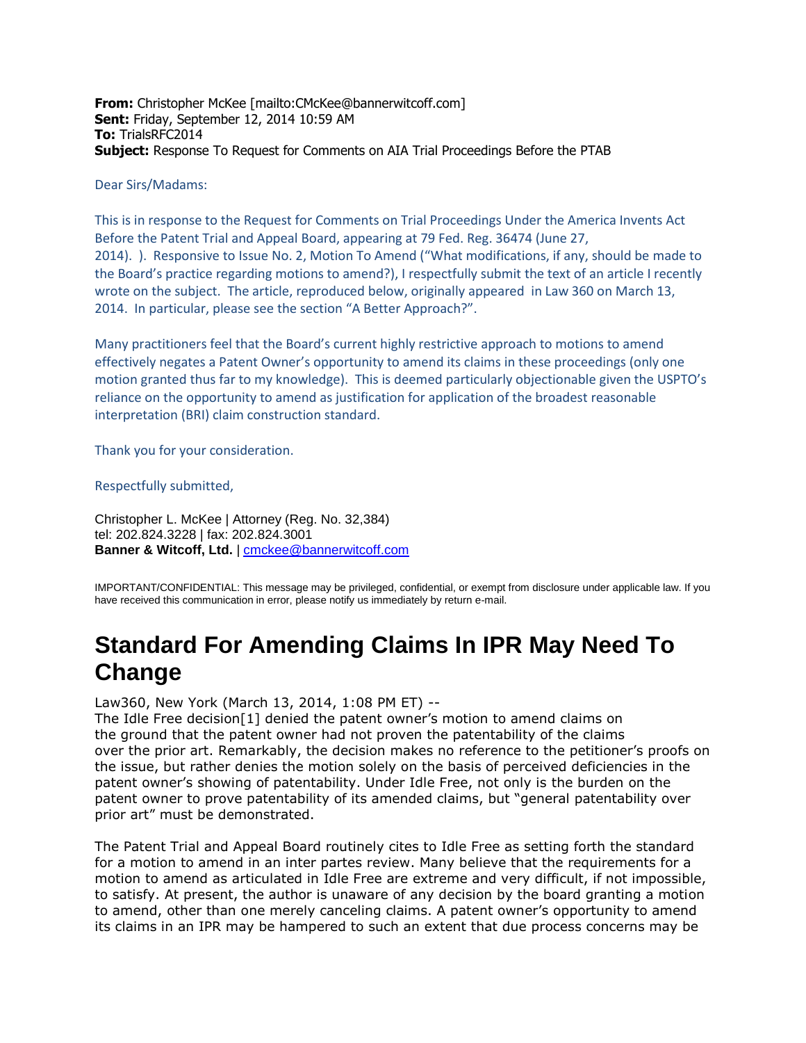**From:** Christopher McKee [mailto:CMcKee@bannerwitcoff.com]
**Sent:** Friday, September 12, 2014 10:59 AM
**To:** TrialsRFC2014
**Subject:** Response To Request for Comments on AIA Trial Proceedings Before the PTAB

Dear Sirs/Madams:

This is in response to the Request for Comments on Trial Proceedings Under the America Invents Act Before the Patent Trial and Appeal Board, appearing at 79 Fed. Reg. 36474 (June 27, 2014). ). Responsive to Issue No. 2, Motion To Amend ("What modifications, if any, should be made to the Board's practice regarding motions to amend?), I respectfully submit the text of an article I recently wrote on the subject. The article, reproduced below, originally appeared in Law 360 on March 13, 2014. In particular, please see the section "A Better Approach?".

Many practitioners feel that the Board's current highly restrictive approach to motions to amend effectively negates a Patent Owner's opportunity to amend its claims in these proceedings (only one motion granted thus far to my knowledge). This is deemed particularly objectionable given the USPTO's reliance on the opportunity to amend as justification for application of the broadest reasonable interpretation (BRI) claim construction standard.

Thank you for your consideration.

Respectfully submitted,

Christopher L. McKee | Attorney (Reg. No. 32,384)
tel: 202.824.3228 | fax: 202.824.3001
**Banner & Witcoff, Ltd.** | cmckee@bannerwitcoff.com

IMPORTANT/CONFIDENTIAL: This message may be privileged, confidential, or exempt from disclosure under applicable law. If you have received this communication in error, please notify us immediately by return e-mail.

# Standard For Amending Claims In IPR May Need To Change

Law360, New York (March 13, 2014, 1:08 PM ET) --
The Idle Free decision[1] denied the patent owner's motion to amend claims on the ground that the patent owner had not proven the patentability of the claims over the prior art. Remarkably, the decision makes no reference to the petitioner's proofs on the issue, but rather denies the motion solely on the basis of perceived deficiencies in the patent owner's showing of patentability. Under Idle Free, not only is the burden on the patent owner to prove patentability of its amended claims, but "general patentability over prior art" must be demonstrated.

The Patent Trial and Appeal Board routinely cites to Idle Free as setting forth the standard for a motion to amend in an inter partes review. Many believe that the requirements for a motion to amend as articulated in Idle Free are extreme and very difficult, if not impossible, to satisfy. At present, the author is unaware of any decision by the board granting a motion to amend, other than one merely canceling claims. A patent owner's opportunity to amend its claims in an IPR may be hampered to such an extent that due process concerns may be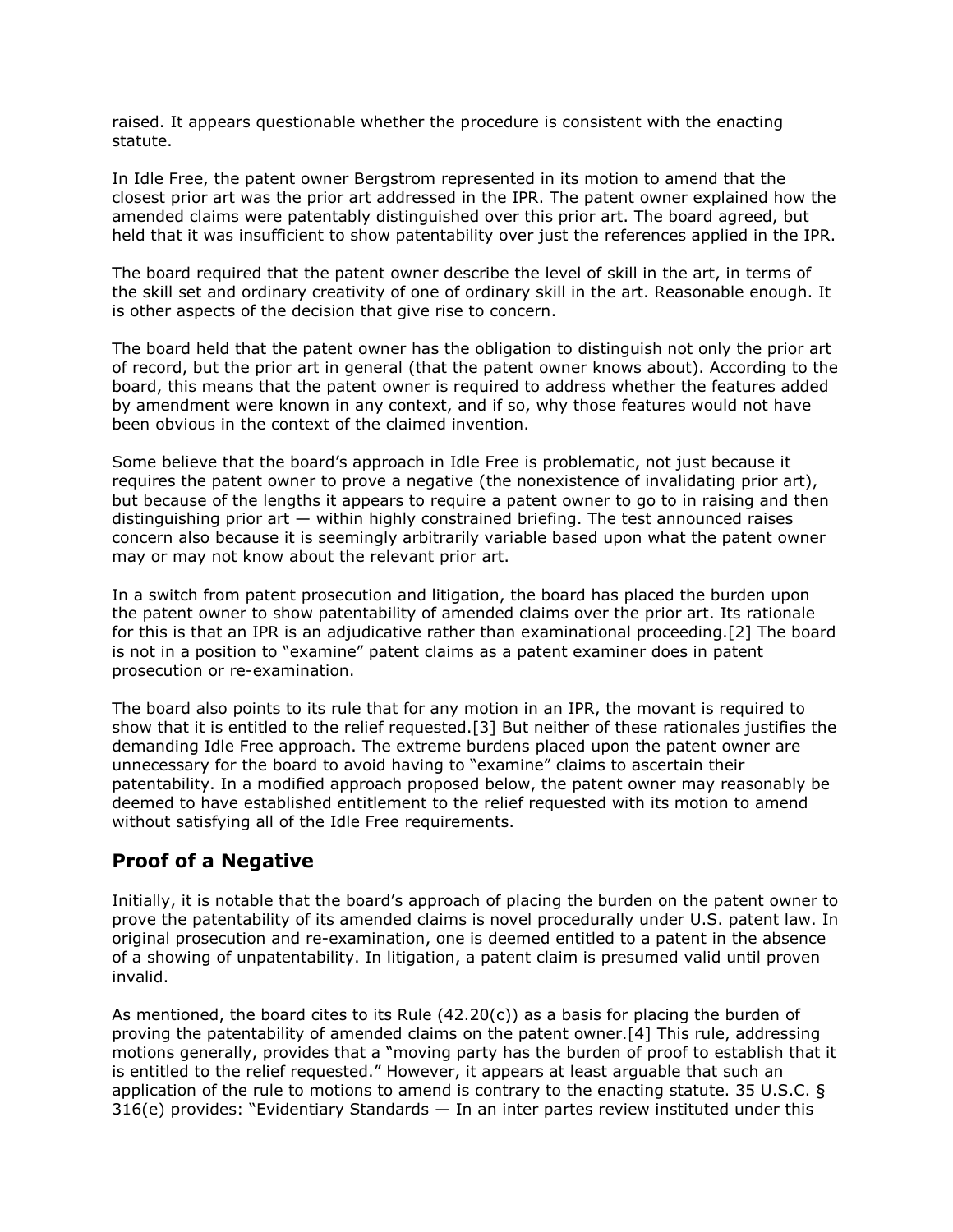raised. It appears questionable whether the procedure is consistent with the enacting statute.

In Idle Free, the patent owner Bergstrom represented in its motion to amend that the closest prior art was the prior art addressed in the IPR. The patent owner explained how the amended claims were patentably distinguished over this prior art. The board agreed, but held that it was insufficient to show patentability over just the references applied in the IPR.

The board required that the patent owner describe the level of skill in the art, in terms of the skill set and ordinary creativity of one of ordinary skill in the art. Reasonable enough. It is other aspects of the decision that give rise to concern.

The board held that the patent owner has the obligation to distinguish not only the prior art of record, but the prior art in general (that the patent owner knows about). According to the board, this means that the patent owner is required to address whether the features added by amendment were known in any context, and if so, why those features would not have been obvious in the context of the claimed invention.

Some believe that the board's approach in Idle Free is problematic, not just because it requires the patent owner to prove a negative (the nonexistence of invalidating prior art), but because of the lengths it appears to require a patent owner to go to in raising and then distinguishing prior art — within highly constrained briefing. The test announced raises concern also because it is seemingly arbitrarily variable based upon what the patent owner may or may not know about the relevant prior art.

In a switch from patent prosecution and litigation, the board has placed the burden upon the patent owner to show patentability of amended claims over the prior art. Its rationale for this is that an IPR is an adjudicative rather than examinational proceeding.[2] The board is not in a position to "examine" patent claims as a patent examiner does in patent prosecution or re-examination.

The board also points to its rule that for any motion in an IPR, the movant is required to show that it is entitled to the relief requested.[3] But neither of these rationales justifies the demanding Idle Free approach. The extreme burdens placed upon the patent owner are unnecessary for the board to avoid having to "examine" claims to ascertain their patentability. In a modified approach proposed below, the patent owner may reasonably be deemed to have established entitlement to the relief requested with its motion to amend without satisfying all of the Idle Free requirements.

## Proof of a Negative

Initially, it is notable that the board's approach of placing the burden on the patent owner to prove the patentability of its amended claims is novel procedurally under U.S. patent law. In original prosecution and re-examination, one is deemed entitled to a patent in the absence of a showing of unpatentability. In litigation, a patent claim is presumed valid until proven invalid.

As mentioned, the board cites to its Rule (42.20(c)) as a basis for placing the burden of proving the patentability of amended claims on the patent owner.[4] This rule, addressing motions generally, provides that a "moving party has the burden of proof to establish that it is entitled to the relief requested." However, it appears at least arguable that such an application of the rule to motions to amend is contrary to the enacting statute. 35 U.S.C. § 316(e) provides: "Evidentiary Standards — In an inter partes review instituted under this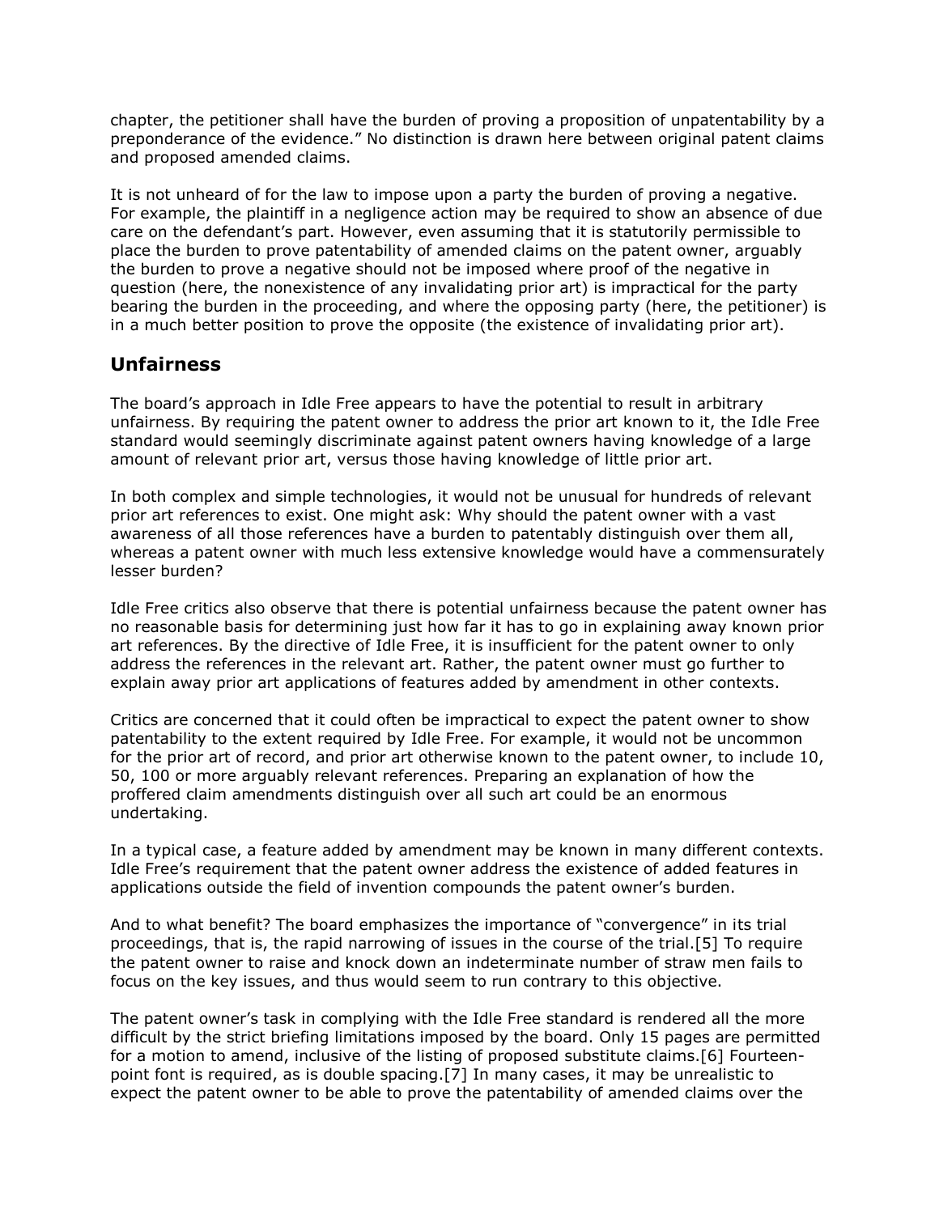chapter, the petitioner shall have the burden of proving a proposition of unpatentability by a preponderance of the evidence." No distinction is drawn here between original patent claims and proposed amended claims.

It is not unheard of for the law to impose upon a party the burden of proving a negative. For example, the plaintiff in a negligence action may be required to show an absence of due care on the defendant's part. However, even assuming that it is statutorily permissible to place the burden to prove patentability of amended claims on the patent owner, arguably the burden to prove a negative should not be imposed where proof of the negative in question (here, the nonexistence of any invalidating prior art) is impractical for the party bearing the burden in the proceeding, and where the opposing party (here, the petitioner) is in a much better position to prove the opposite (the existence of invalidating prior art).

## Unfairness

The board's approach in Idle Free appears to have the potential to result in arbitrary unfairness. By requiring the patent owner to address the prior art known to it, the Idle Free standard would seemingly discriminate against patent owners having knowledge of a large amount of relevant prior art, versus those having knowledge of little prior art.

In both complex and simple technologies, it would not be unusual for hundreds of relevant prior art references to exist. One might ask: Why should the patent owner with a vast awareness of all those references have a burden to patentably distinguish over them all, whereas a patent owner with much less extensive knowledge would have a commensurately lesser burden?

Idle Free critics also observe that there is potential unfairness because the patent owner has no reasonable basis for determining just how far it has to go in explaining away known prior art references. By the directive of Idle Free, it is insufficient for the patent owner to only address the references in the relevant art. Rather, the patent owner must go further to explain away prior art applications of features added by amendment in other contexts.

Critics are concerned that it could often be impractical to expect the patent owner to show patentability to the extent required by Idle Free. For example, it would not be uncommon for the prior art of record, and prior art otherwise known to the patent owner, to include 10, 50, 100 or more arguably relevant references. Preparing an explanation of how the proffered claim amendments distinguish over all such art could be an enormous undertaking.

In a typical case, a feature added by amendment may be known in many different contexts. Idle Free's requirement that the patent owner address the existence of added features in applications outside the field of invention compounds the patent owner's burden.

And to what benefit? The board emphasizes the importance of "convergence" in its trial proceedings, that is, the rapid narrowing of issues in the course of the trial.[5] To require the patent owner to raise and knock down an indeterminate number of straw men fails to focus on the key issues, and thus would seem to run contrary to this objective.

The patent owner's task in complying with the Idle Free standard is rendered all the more difficult by the strict briefing limitations imposed by the board. Only 15 pages are permitted for a motion to amend, inclusive of the listing of proposed substitute claims.[6] Fourteen-point font is required, as is double spacing.[7] In many cases, it may be unrealistic to expect the patent owner to be able to prove the patentability of amended claims over the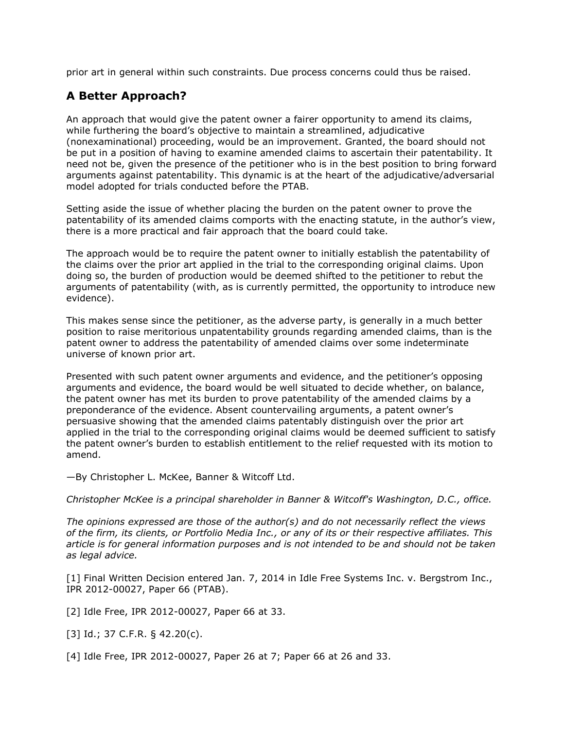prior art in general within such constraints. Due process concerns could thus be raised.

## A Better Approach?

An approach that would give the patent owner a fairer opportunity to amend its claims, while furthering the board's objective to maintain a streamlined, adjudicative (nonexaminational) proceeding, would be an improvement. Granted, the board should not be put in a position of having to examine amended claims to ascertain their patentability. It need not be, given the presence of the petitioner who is in the best position to bring forward arguments against patentability. This dynamic is at the heart of the adjudicative/adversarial model adopted for trials conducted before the PTAB.

Setting aside the issue of whether placing the burden on the patent owner to prove the patentability of its amended claims comports with the enacting statute, in the author's view, there is a more practical and fair approach that the board could take.

The approach would be to require the patent owner to initially establish the patentability of the claims over the prior art applied in the trial to the corresponding original claims. Upon doing so, the burden of production would be deemed shifted to the petitioner to rebut the arguments of patentability (with, as is currently permitted, the opportunity to introduce new evidence).

This makes sense since the petitioner, as the adverse party, is generally in a much better position to raise meritorious unpatentability grounds regarding amended claims, than is the patent owner to address the patentability of amended claims over some indeterminate universe of known prior art.

Presented with such patent owner arguments and evidence, and the petitioner's opposing arguments and evidence, the board would be well situated to decide whether, on balance, the patent owner has met its burden to prove patentability of the amended claims by a preponderance of the evidence. Absent countervailing arguments, a patent owner's persuasive showing that the amended claims patentably distinguish over the prior art applied in the trial to the corresponding original claims would be deemed sufficient to satisfy the patent owner's burden to establish entitlement to the relief requested with its motion to amend.

—By Christopher L. McKee, Banner & Witcoff Ltd.

*Christopher McKee is a principal shareholder in Banner & Witcoff's Washington, D.C., office.*

*The opinions expressed are those of the author(s) and do not necessarily reflect the views of the firm, its clients, or Portfolio Media Inc., or any of its or their respective affiliates. This article is for general information purposes and is not intended to be and should not be taken as legal advice.*

[1] Final Written Decision entered Jan. 7, 2014 in Idle Free Systems Inc. v. Bergstrom Inc., IPR 2012-00027, Paper 66 (PTAB).

[2] Idle Free, IPR 2012-00027, Paper 66 at 33.

[3] Id.; 37 C.F.R. § 42.20(c).

[4] Idle Free, IPR 2012-00027, Paper 26 at 7; Paper 66 at 26 and 33.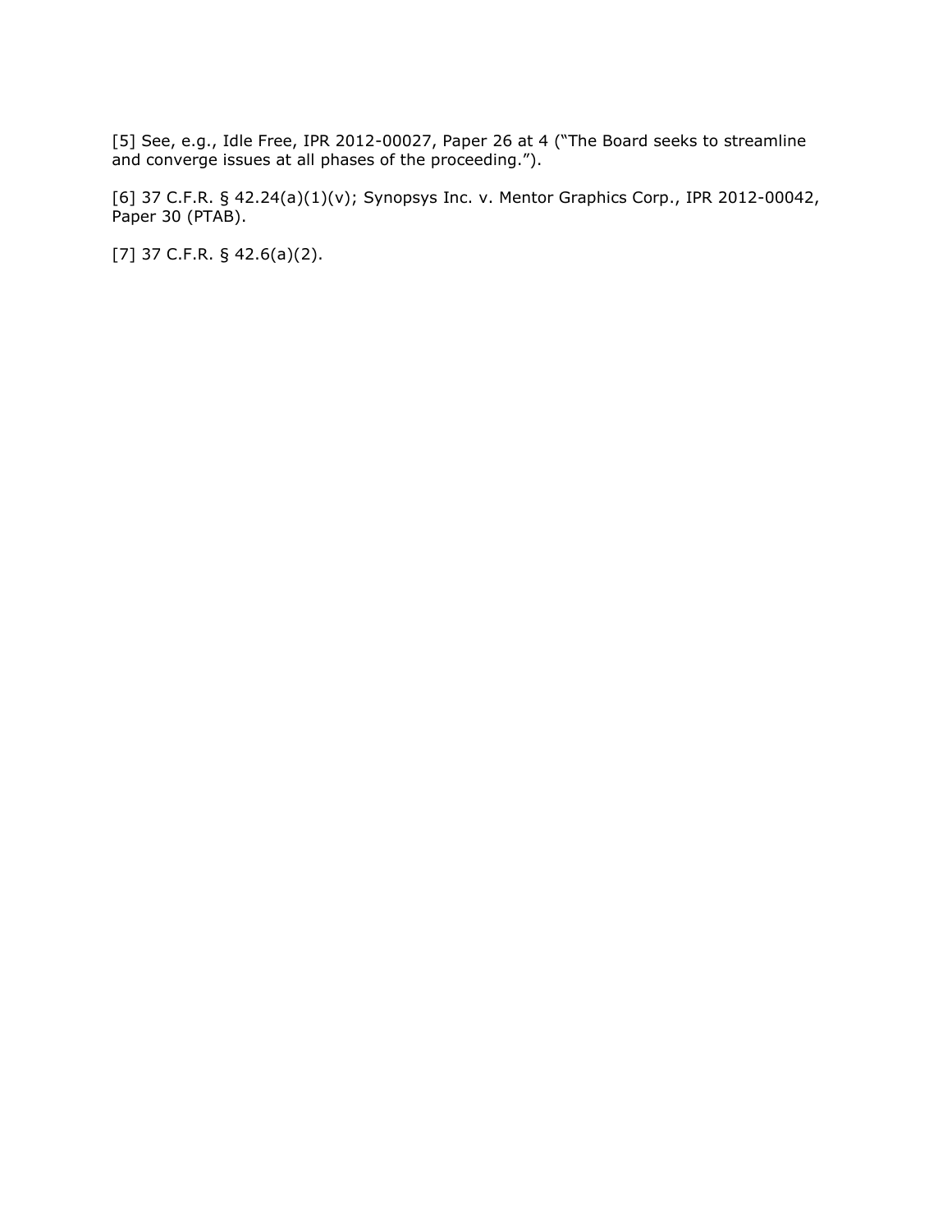[5] See, e.g., Idle Free, IPR 2012-00027, Paper 26 at 4 ("The Board seeks to streamline and converge issues at all phases of the proceeding.").

[6] 37 C.F.R. § 42.24(a)(1)(v); Synopsys Inc. v. Mentor Graphics Corp., IPR 2012-00042, Paper 30 (PTAB).

[7] 37 C.F.R. § 42.6(a)(2).